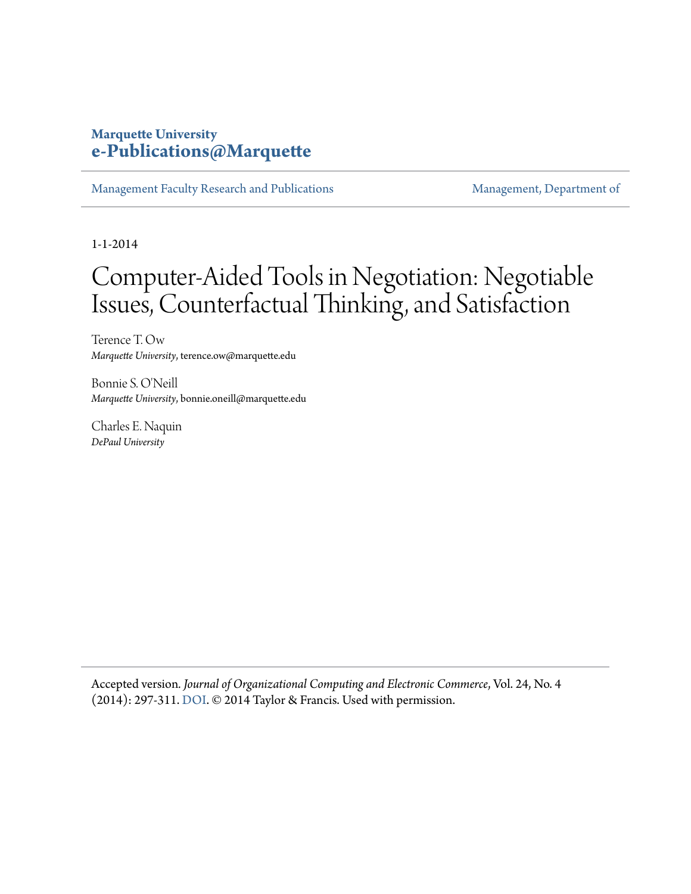**Marquette University**
**e-Publications@Marquette**

Management Faculty Research and Publications | Management, Department of

1-1-2014

# Computer-Aided Tools in Negotiation: Negotiable Issues, Counterfactual Thinking, and Satisfaction

Terence T. Ow
*Marquette University*, terence.ow@marquette.edu

Bonnie S. O'Neill
*Marquette University*, bonnie.oneill@marquette.edu

Charles E. Naquin
*DePaul University*

Accepted version. *Journal of Organizational Computing and Electronic Commerce*, Vol. 24, No. 4 (2014): 297-311. DOI. © 2014 Taylor & Francis. Used with permission.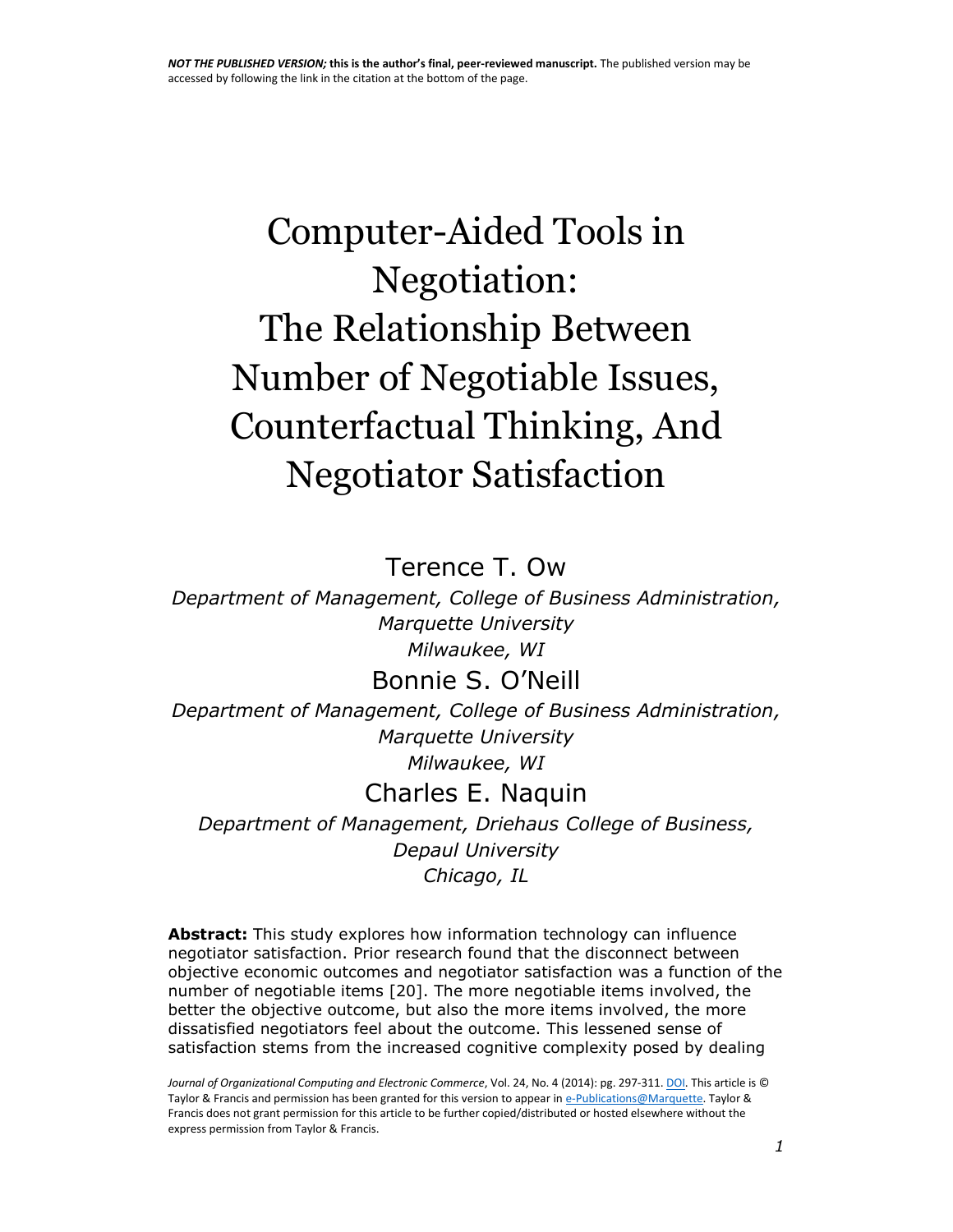NOT THE PUBLISHED VERSION; this is the author's final, peer-reviewed manuscript. The published version may be accessed by following the link in the citation at the bottom of the page.

# Computer-Aided Tools in Negotiation: The Relationship Between Number of Negotiable Issues, Counterfactual Thinking, And Negotiator Satisfaction

Terence T. Ow

*Department of Management, College of Business Administration, Marquette University*
*Milwaukee, WI*

Bonnie S. O'Neill

*Department of Management, College of Business Administration, Marquette University*
*Milwaukee, WI*

Charles E. Naquin

*Department of Management, Driehaus College of Business, Depaul University*
*Chicago, IL*

**Abstract:** This study explores how information technology can influence negotiator satisfaction. Prior research found that the disconnect between objective economic outcomes and negotiator satisfaction was a function of the number of negotiable items [20]. The more negotiable items involved, the better the objective outcome, but also the more items involved, the more dissatisfied negotiators feel about the outcome. This lessened sense of satisfaction stems from the increased cognitive complexity posed by dealing

*Journal of Organizational Computing and Electronic Commerce*, Vol. 24, No. 4 (2014): pg. 297-311. DOI. This article is © Taylor & Francis and permission has been granted for this version to appear in e-Publications@Marquette. Taylor & Francis does not grant permission for this article to be further copied/distributed or hosted elsewhere without the express permission from Taylor & Francis.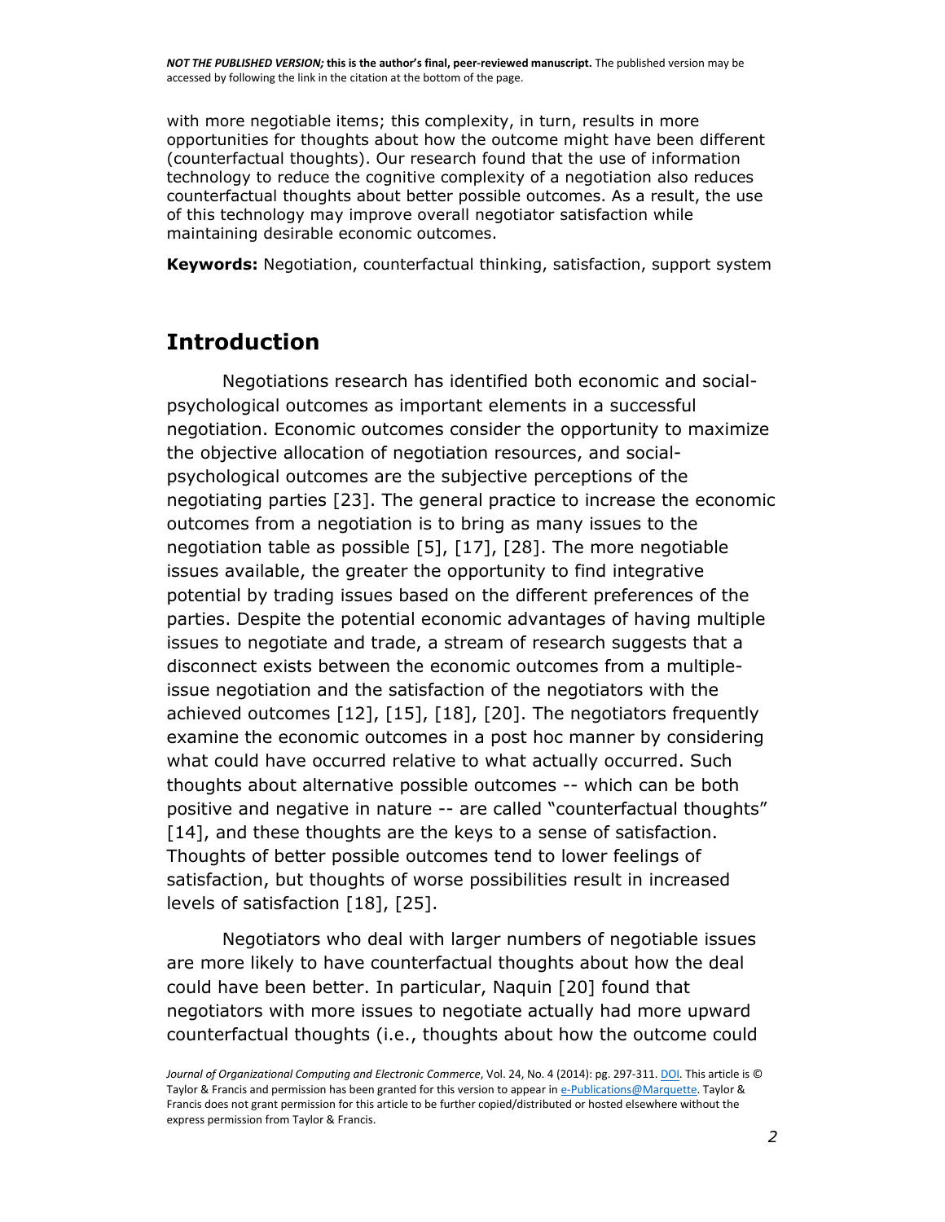with more negotiable items; this complexity, in turn, results in more opportunities for thoughts about how the outcome might have been different (counterfactual thoughts). Our research found that the use of information technology to reduce the cognitive complexity of a negotiation also reduces counterfactual thoughts about better possible outcomes. As a result, the use of this technology may improve overall negotiator satisfaction while maintaining desirable economic outcomes.

**Keywords:** Negotiation, counterfactual thinking, satisfaction, support system

## Introduction

Negotiations research has identified both economic and social-psychological outcomes as important elements in a successful negotiation. Economic outcomes consider the opportunity to maximize the objective allocation of negotiation resources, and social-psychological outcomes are the subjective perceptions of the negotiating parties [23]. The general practice to increase the economic outcomes from a negotiation is to bring as many issues to the negotiation table as possible [5], [17], [28]. The more negotiable issues available, the greater the opportunity to find integrative potential by trading issues based on the different preferences of the parties. Despite the potential economic advantages of having multiple issues to negotiate and trade, a stream of research suggests that a disconnect exists between the economic outcomes from a multiple-issue negotiation and the satisfaction of the negotiators with the achieved outcomes [12], [15], [18], [20]. The negotiators frequently examine the economic outcomes in a post hoc manner by considering what could have occurred relative to what actually occurred. Such thoughts about alternative possible outcomes -- which can be both positive and negative in nature -- are called "counterfactual thoughts" [14], and these thoughts are the keys to a sense of satisfaction. Thoughts of better possible outcomes tend to lower feelings of satisfaction, but thoughts of worse possibilities result in increased levels of satisfaction [18], [25].

Negotiators who deal with larger numbers of negotiable issues are more likely to have counterfactual thoughts about how the deal could have been better. In particular, Naquin [20] found that negotiators with more issues to negotiate actually had more upward counterfactual thoughts (i.e., thoughts about how the outcome could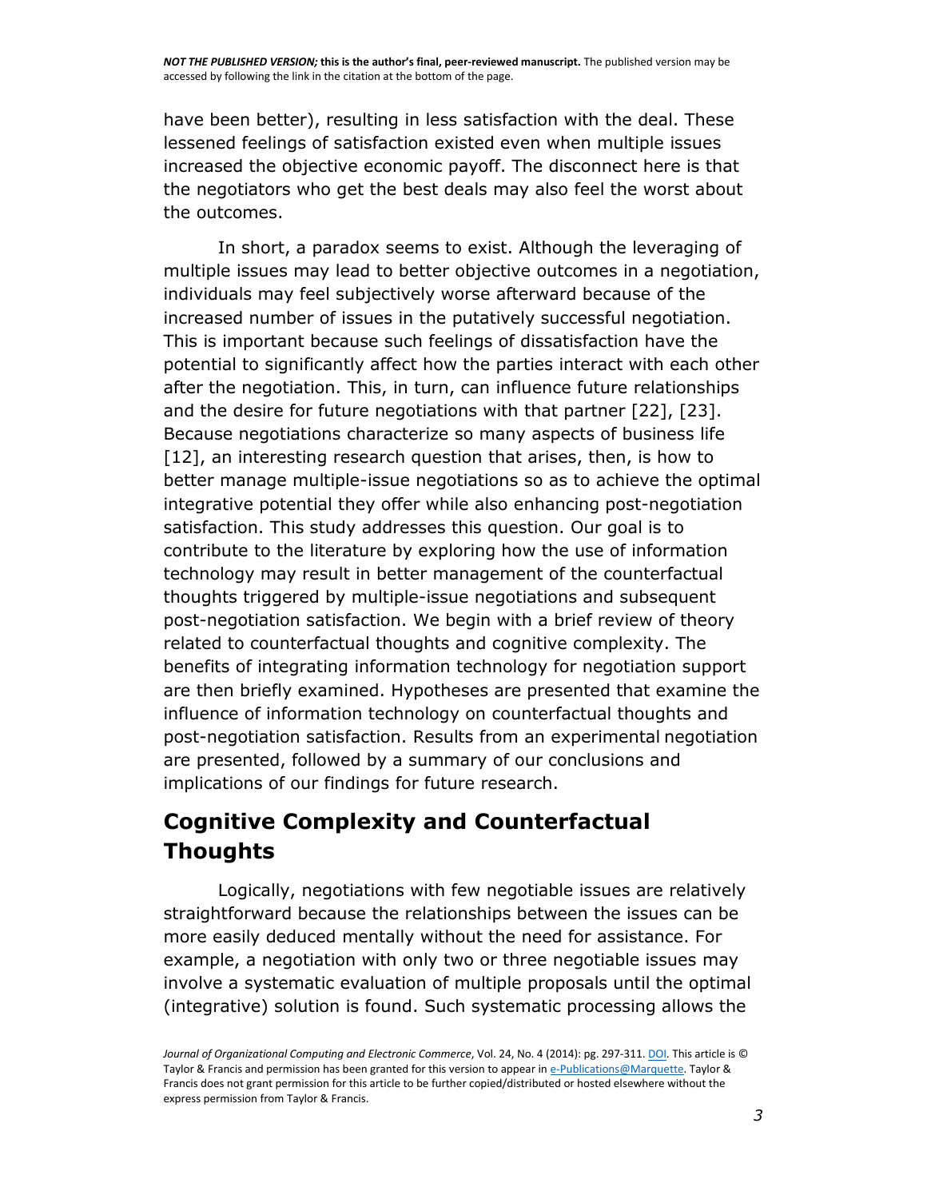have been better), resulting in less satisfaction with the deal. These lessened feelings of satisfaction existed even when multiple issues increased the objective economic payoff. The disconnect here is that the negotiators who get the best deals may also feel the worst about the outcomes.

In short, a paradox seems to exist. Although the leveraging of multiple issues may lead to better objective outcomes in a negotiation, individuals may feel subjectively worse afterward because of the increased number of issues in the putatively successful negotiation. This is important because such feelings of dissatisfaction have the potential to significantly affect how the parties interact with each other after the negotiation. This, in turn, can influence future relationships and the desire for future negotiations with that partner [22], [23]. Because negotiations characterize so many aspects of business life [12], an interesting research question that arises, then, is how to better manage multiple-issue negotiations so as to achieve the optimal integrative potential they offer while also enhancing post-negotiation satisfaction. This study addresses this question. Our goal is to contribute to the literature by exploring how the use of information technology may result in better management of the counterfactual thoughts triggered by multiple-issue negotiations and subsequent post-negotiation satisfaction. We begin with a brief review of theory related to counterfactual thoughts and cognitive complexity. The benefits of integrating information technology for negotiation support are then briefly examined. Hypotheses are presented that examine the influence of information technology on counterfactual thoughts and post-negotiation satisfaction. Results from an experimental negotiation are presented, followed by a summary of our conclusions and implications of our findings for future research.

## Cognitive Complexity and Counterfactual Thoughts

Logically, negotiations with few negotiable issues are relatively straightforward because the relationships between the issues can be more easily deduced mentally without the need for assistance. For example, a negotiation with only two or three negotiable issues may involve a systematic evaluation of multiple proposals until the optimal (integrative) solution is found. Such systematic processing allows the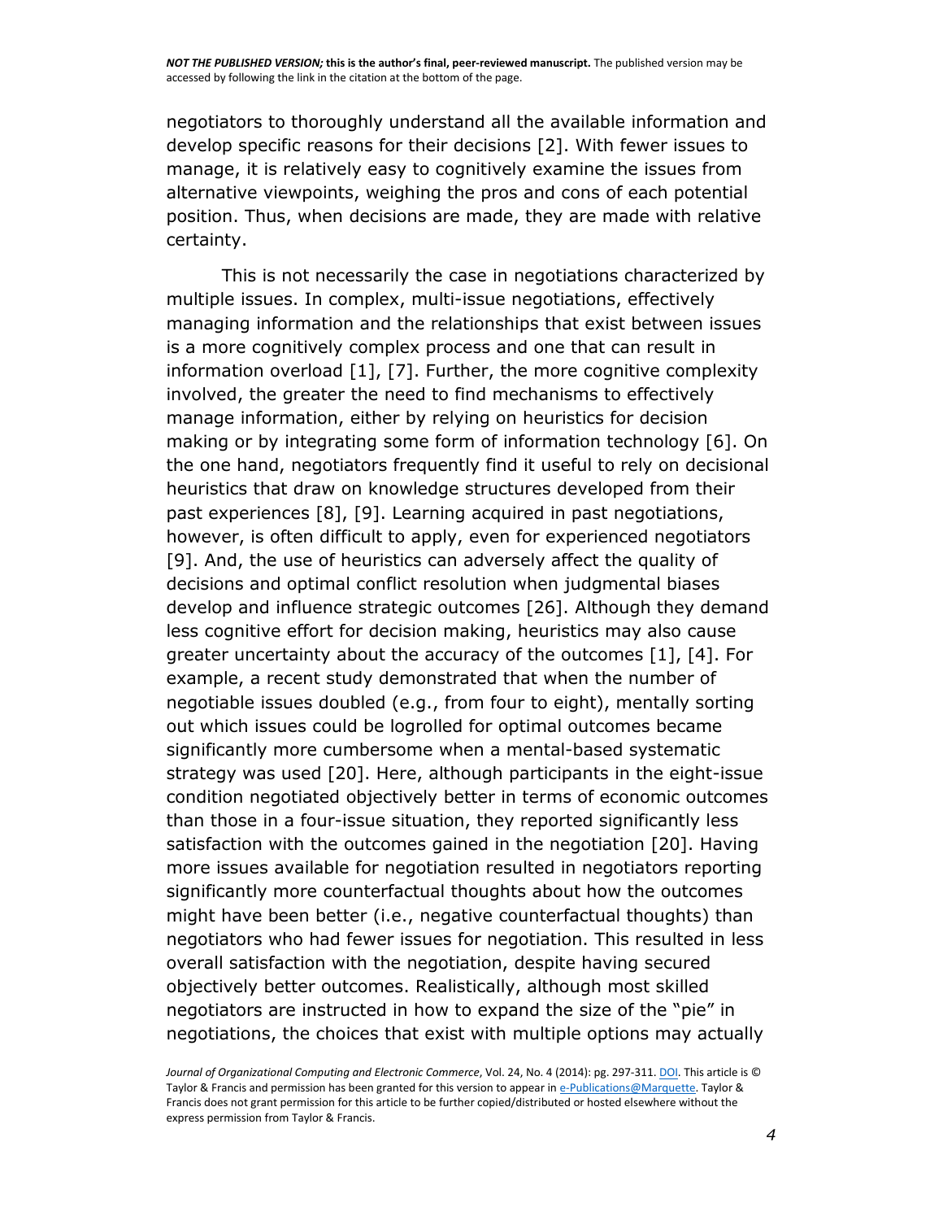negotiators to thoroughly understand all the available information and develop specific reasons for their decisions [2]. With fewer issues to manage, it is relatively easy to cognitively examine the issues from alternative viewpoints, weighing the pros and cons of each potential position. Thus, when decisions are made, they are made with relative certainty.

This is not necessarily the case in negotiations characterized by multiple issues. In complex, multi-issue negotiations, effectively managing information and the relationships that exist between issues is a more cognitively complex process and one that can result in information overload [1], [7]. Further, the more cognitive complexity involved, the greater the need to find mechanisms to effectively manage information, either by relying on heuristics for decision making or by integrating some form of information technology [6]. On the one hand, negotiators frequently find it useful to rely on decisional heuristics that draw on knowledge structures developed from their past experiences [8], [9]. Learning acquired in past negotiations, however, is often difficult to apply, even for experienced negotiators [9]. And, the use of heuristics can adversely affect the quality of decisions and optimal conflict resolution when judgmental biases develop and influence strategic outcomes [26]. Although they demand less cognitive effort for decision making, heuristics may also cause greater uncertainty about the accuracy of the outcomes [1], [4]. For example, a recent study demonstrated that when the number of negotiable issues doubled (e.g., from four to eight), mentally sorting out which issues could be logrolled for optimal outcomes became significantly more cumbersome when a mental-based systematic strategy was used [20]. Here, although participants in the eight-issue condition negotiated objectively better in terms of economic outcomes than those in a four-issue situation, they reported significantly less satisfaction with the outcomes gained in the negotiation [20]. Having more issues available for negotiation resulted in negotiators reporting significantly more counterfactual thoughts about how the outcomes might have been better (i.e., negative counterfactual thoughts) than negotiators who had fewer issues for negotiation. This resulted in less overall satisfaction with the negotiation, despite having secured objectively better outcomes. Realistically, although most skilled negotiators are instructed in how to expand the size of the "pie" in negotiations, the choices that exist with multiple options may actually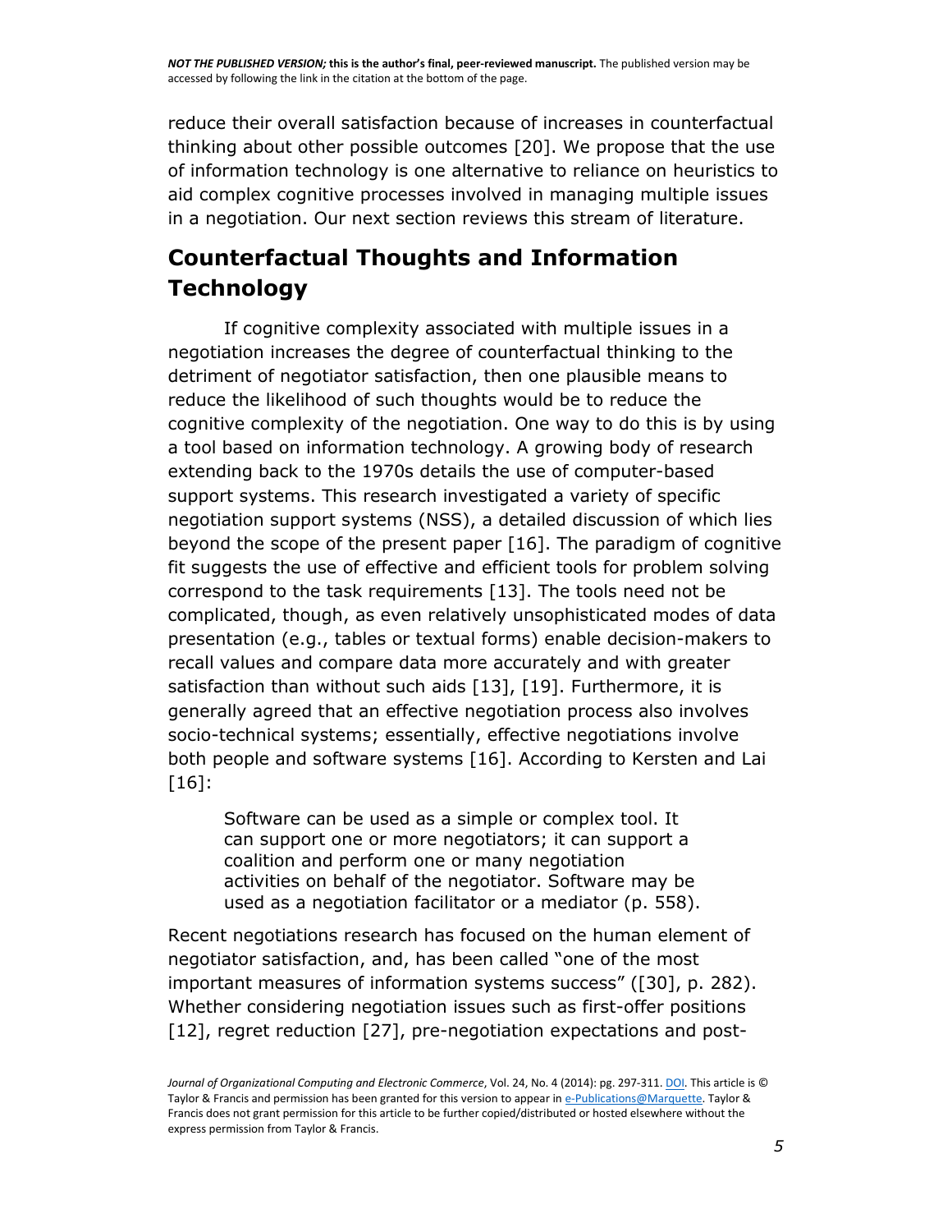reduce their overall satisfaction because of increases in counterfactual thinking about other possible outcomes [20]. We propose that the use of information technology is one alternative to reliance on heuristics to aid complex cognitive processes involved in managing multiple issues in a negotiation. Our next section reviews this stream of literature.

## Counterfactual Thoughts and Information Technology

If cognitive complexity associated with multiple issues in a negotiation increases the degree of counterfactual thinking to the detriment of negotiator satisfaction, then one plausible means to reduce the likelihood of such thoughts would be to reduce the cognitive complexity of the negotiation. One way to do this is by using a tool based on information technology. A growing body of research extending back to the 1970s details the use of computer-based support systems. This research investigated a variety of specific negotiation support systems (NSS), a detailed discussion of which lies beyond the scope of the present paper [16]. The paradigm of cognitive fit suggests the use of effective and efficient tools for problem solving correspond to the task requirements [13]. The tools need not be complicated, though, as even relatively unsophisticated modes of data presentation (e.g., tables or textual forms) enable decision-makers to recall values and compare data more accurately and with greater satisfaction than without such aids [13], [19]. Furthermore, it is generally agreed that an effective negotiation process also involves socio-technical systems; essentially, effective negotiations involve both people and software systems [16]. According to Kersten and Lai [16]:

> Software can be used as a simple or complex tool. It can support one or more negotiators; it can support a coalition and perform one or many negotiation activities on behalf of the negotiator. Software may be used as a negotiation facilitator or a mediator (p. 558).

Recent negotiations research has focused on the human element of negotiator satisfaction, and, has been called "one of the most important measures of information systems success" ([30], p. 282). Whether considering negotiation issues such as first-offer positions [12], regret reduction [27], pre-negotiation expectations and post-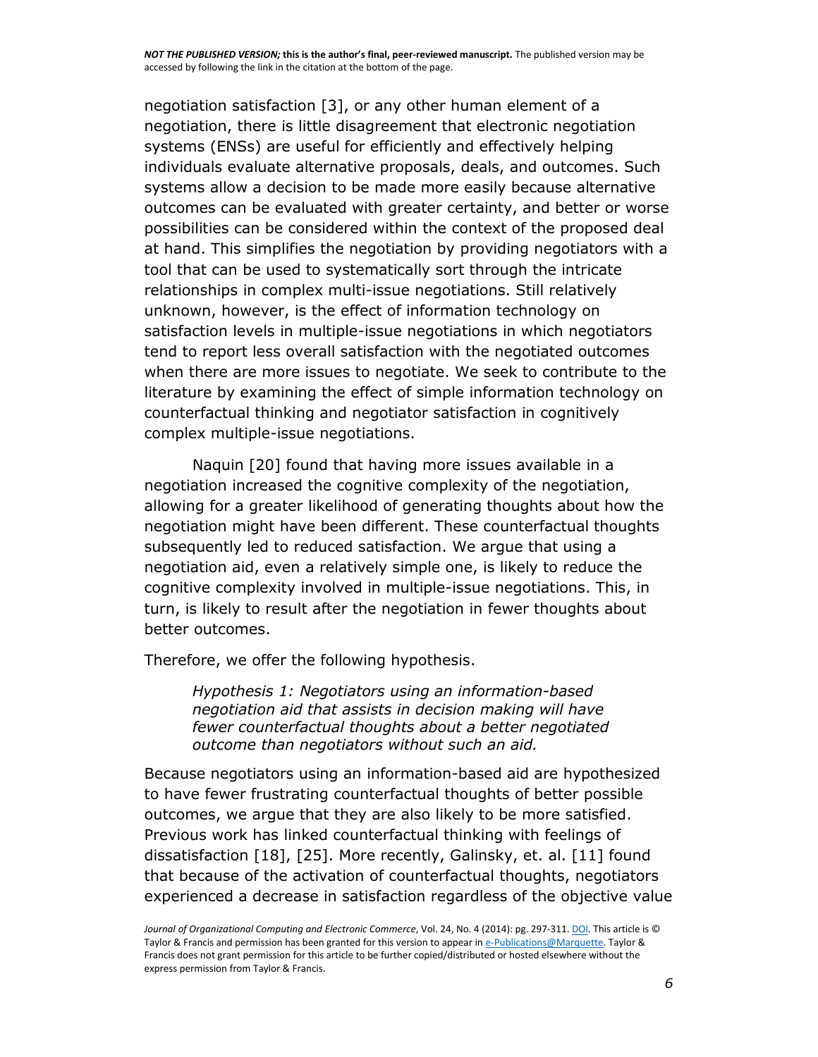negotiation satisfaction [3], or any other human element of a negotiation, there is little disagreement that electronic negotiation systems (ENSs) are useful for efficiently and effectively helping individuals evaluate alternative proposals, deals, and outcomes. Such systems allow a decision to be made more easily because alternative outcomes can be evaluated with greater certainty, and better or worse possibilities can be considered within the context of the proposed deal at hand. This simplifies the negotiation by providing negotiators with a tool that can be used to systematically sort through the intricate relationships in complex multi-issue negotiations. Still relatively unknown, however, is the effect of information technology on satisfaction levels in multiple-issue negotiations in which negotiators tend to report less overall satisfaction with the negotiated outcomes when there are more issues to negotiate. We seek to contribute to the literature by examining the effect of simple information technology on counterfactual thinking and negotiator satisfaction in cognitively complex multiple-issue negotiations.

Naquin [20] found that having more issues available in a negotiation increased the cognitive complexity of the negotiation, allowing for a greater likelihood of generating thoughts about how the negotiation might have been different. These counterfactual thoughts subsequently led to reduced satisfaction. We argue that using a negotiation aid, even a relatively simple one, is likely to reduce the cognitive complexity involved in multiple-issue negotiations. This, in turn, is likely to result after the negotiation in fewer thoughts about better outcomes.

Therefore, we offer the following hypothesis.

> *Hypothesis 1: Negotiators using an information-based negotiation aid that assists in decision making will have fewer counterfactual thoughts about a better negotiated outcome than negotiators without such an aid.*

Because negotiators using an information-based aid are hypothesized to have fewer frustrating counterfactual thoughts of better possible outcomes, we argue that they are also likely to be more satisfied. Previous work has linked counterfactual thinking with feelings of dissatisfaction [18], [25]. More recently, Galinsky, et. al. [11] found that because of the activation of counterfactual thoughts, negotiators experienced a decrease in satisfaction regardless of the objective value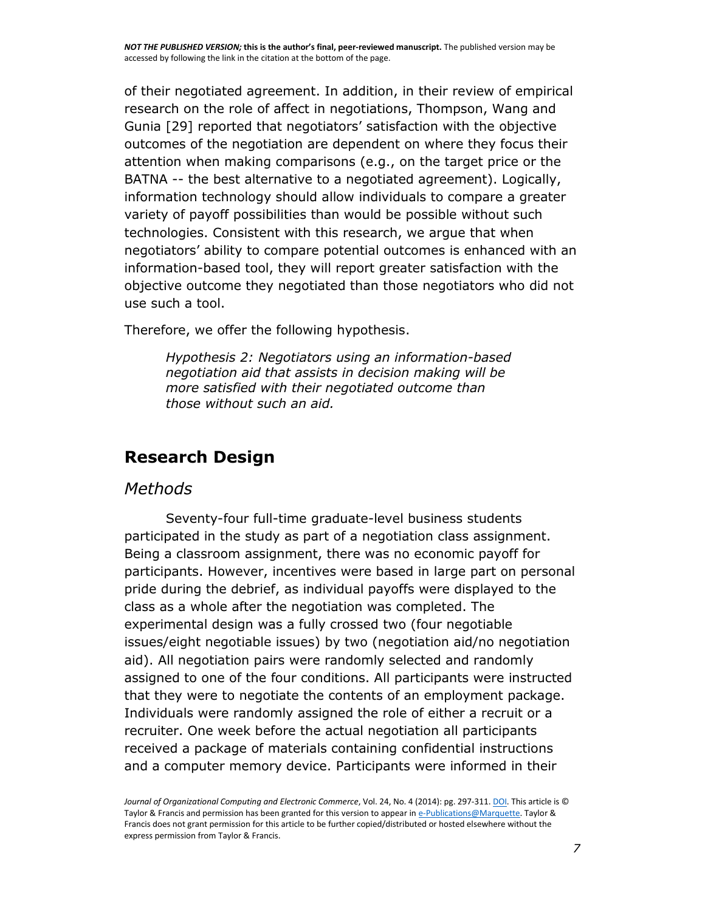of their negotiated agreement. In addition, in their review of empirical research on the role of affect in negotiations, Thompson, Wang and Gunia [29] reported that negotiators' satisfaction with the objective outcomes of the negotiation are dependent on where they focus their attention when making comparisons (e.g., on the target price or the BATNA -- the best alternative to a negotiated agreement). Logically, information technology should allow individuals to compare a greater variety of payoff possibilities than would be possible without such technologies. Consistent with this research, we argue that when negotiators' ability to compare potential outcomes is enhanced with an information-based tool, they will report greater satisfaction with the objective outcome they negotiated than those negotiators who did not use such a tool.

Therefore, we offer the following hypothesis.

> *Hypothesis 2: Negotiators using an information-based negotiation aid that assists in decision making will be more satisfied with their negotiated outcome than those without such an aid.*

## Research Design

### *Methods*

Seventy-four full-time graduate-level business students participated in the study as part of a negotiation class assignment. Being a classroom assignment, there was no economic payoff for participants. However, incentives were based in large part on personal pride during the debrief, as individual payoffs were displayed to the class as a whole after the negotiation was completed. The experimental design was a fully crossed two (four negotiable issues/eight negotiable issues) by two (negotiation aid/no negotiation aid). All negotiation pairs were randomly selected and randomly assigned to one of the four conditions. All participants were instructed that they were to negotiate the contents of an employment package. Individuals were randomly assigned the role of either a recruit or a recruiter. One week before the actual negotiation all participants received a package of materials containing confidential instructions and a computer memory device. Participants were informed in their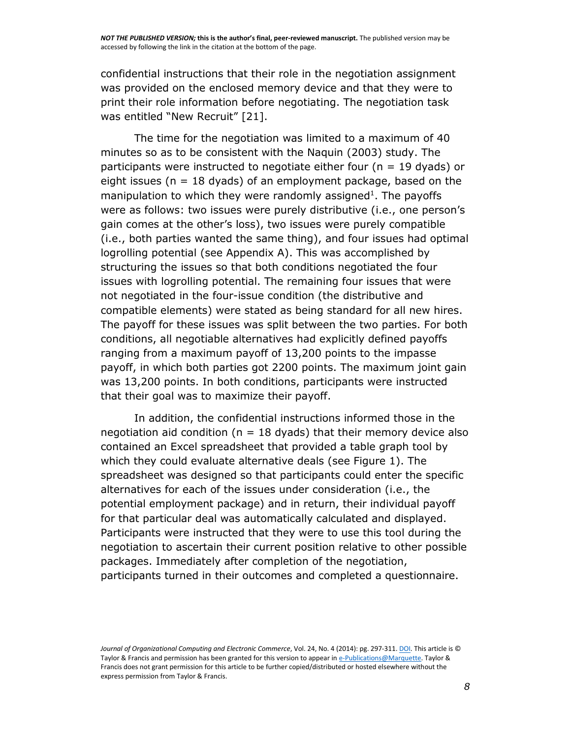confidential instructions that their role in the negotiation assignment was provided on the enclosed memory device and that they were to print their role information before negotiating. The negotiation task was entitled "New Recruit" [21].

The time for the negotiation was limited to a maximum of 40 minutes so as to be consistent with the Naquin (2003) study. The participants were instructed to negotiate either four ($n = 19$ dyads) or eight issues ($n = 18$ dyads) of an employment package, based on the manipulation to which they were randomly assigned[1]. The payoffs were as follows: two issues were purely distributive (i.e., one person's gain comes at the other's loss), two issues were purely compatible (i.e., both parties wanted the same thing), and four issues had optimal logrolling potential (see Appendix A). This was accomplished by structuring the issues so that both conditions negotiated the four issues with logrolling potential. The remaining four issues that were not negotiated in the four-issue condition (the distributive and compatible elements) were stated as being standard for all new hires. The payoff for these issues was split between the two parties. For both conditions, all negotiable alternatives had explicitly defined payoffs ranging from a maximum payoff of 13,200 points to the impasse payoff, in which both parties got 2200 points. The maximum joint gain was 13,200 points. In both conditions, participants were instructed that their goal was to maximize their payoff.

In addition, the confidential instructions informed those in the negotiation aid condition ($n = 18$ dyads) that their memory device also contained an Excel spreadsheet that provided a table graph tool by which they could evaluate alternative deals (see Figure 1). The spreadsheet was designed so that participants could enter the specific alternatives for each of the issues under consideration (i.e., the potential employment package) and in return, their individual payoff for that particular deal was automatically calculated and displayed. Participants were instructed that they were to use this tool during the negotiation to ascertain their current position relative to other possible packages. Immediately after completion of the negotiation, participants turned in their outcomes and completed a questionnaire.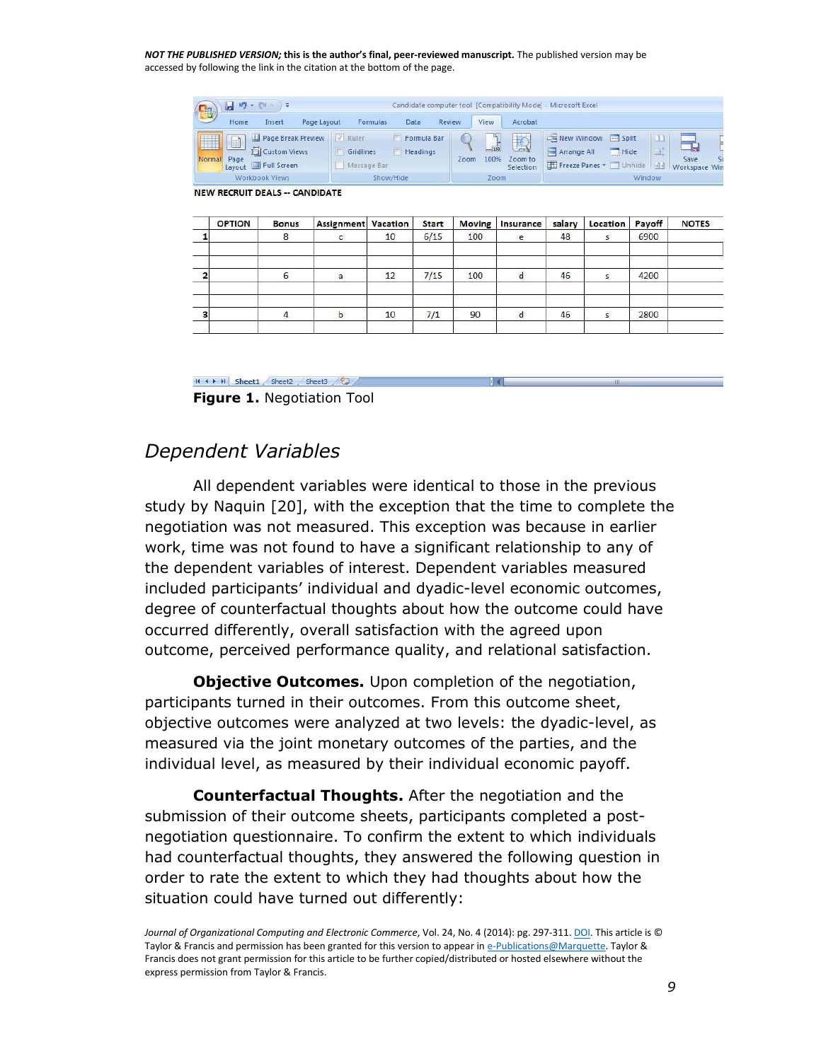NEW RECRUIT DEALS -- CANDIDATE

| | OPTION | Bonus | Assignment | Vacation | Start | Moving | Insurance | salary | Location | Payoff | NOTES |
|---|---|---|---|---|---|---|---|---|---|---|---|
| 1 | | 8 | c | 10 | 6/15 | 100 | e | 48 | s | 6900 | |
| | | | | | | | | | | | |
| | | | | | | | | | | | |
| 2 | | 6 | a | 12 | 7/15 | 100 | d | 46 | s | 4200 | |
| | | | | | | | | | | | |
| | | | | | | | | | | | |
| 3 | | 4 | b | 10 | 7/1 | 90 | d | 46 | s | 2800 | |
| | | | | | | | | | | | |

**Figure 1.** Negotiation Tool

## *Dependent Variables*

All dependent variables were identical to those in the previous study by Naquin [20], with the exception that the time to complete the negotiation was not measured. This exception was because in earlier work, time was not found to have a significant relationship to any of the dependent variables of interest. Dependent variables measured included participants' individual and dyadic-level economic outcomes, degree of counterfactual thoughts about how the outcome could have occurred differently, overall satisfaction with the agreed upon outcome, perceived performance quality, and relational satisfaction.

**Objective Outcomes.** Upon completion of the negotiation, participants turned in their outcomes. From this outcome sheet, objective outcomes were analyzed at two levels: the dyadic-level, as measured via the joint monetary outcomes of the parties, and the individual level, as measured by their individual economic payoff.

**Counterfactual Thoughts.** After the negotiation and the submission of their outcome sheets, participants completed a post-negotiation questionnaire. To confirm the extent to which individuals had counterfactual thoughts, they answered the following question in order to rate the extent to which they had thoughts about how the situation could have turned out differently: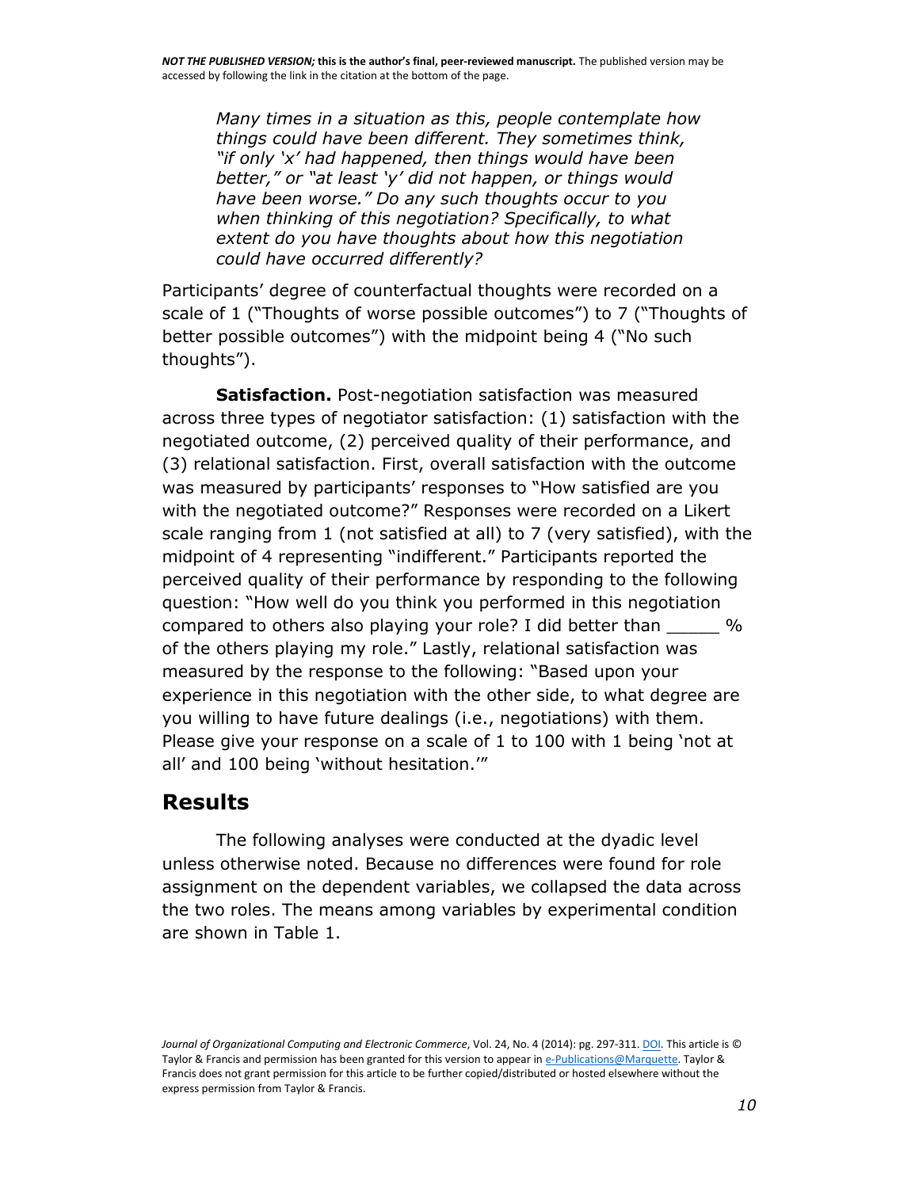*Many times in a situation as this, people contemplate how things could have been different. They sometimes think, "if only 'x' had happened, then things would have been better," or "at least 'y' did not happen, or things would have been worse." Do any such thoughts occur to you when thinking of this negotiation? Specifically, to what extent do you have thoughts about how this negotiation could have occurred differently?*

Participants' degree of counterfactual thoughts were recorded on a scale of 1 ("Thoughts of worse possible outcomes") to 7 ("Thoughts of better possible outcomes") with the midpoint being 4 ("No such thoughts").

**Satisfaction.** Post-negotiation satisfaction was measured across three types of negotiator satisfaction: (1) satisfaction with the negotiated outcome, (2) perceived quality of their performance, and (3) relational satisfaction. First, overall satisfaction with the outcome was measured by participants' responses to "How satisfied are you with the negotiated outcome?" Responses were recorded on a Likert scale ranging from 1 (not satisfied at all) to 7 (very satisfied), with the midpoint of 4 representing "indifferent." Participants reported the perceived quality of their performance by responding to the following question: "How well do you think you performed in this negotiation compared to others also playing your role? I did better than _____ % of the others playing my role." Lastly, relational satisfaction was measured by the response to the following: "Based upon your experience in this negotiation with the other side, to what degree are you willing to have future dealings (i.e., negotiations) with them. Please give your response on a scale of 1 to 100 with 1 being 'not at all' and 100 being 'without hesitation.'"

## Results

The following analyses were conducted at the dyadic level unless otherwise noted. Because no differences were found for role assignment on the dependent variables, we collapsed the data across the two roles. The means among variables by experimental condition are shown in Table 1.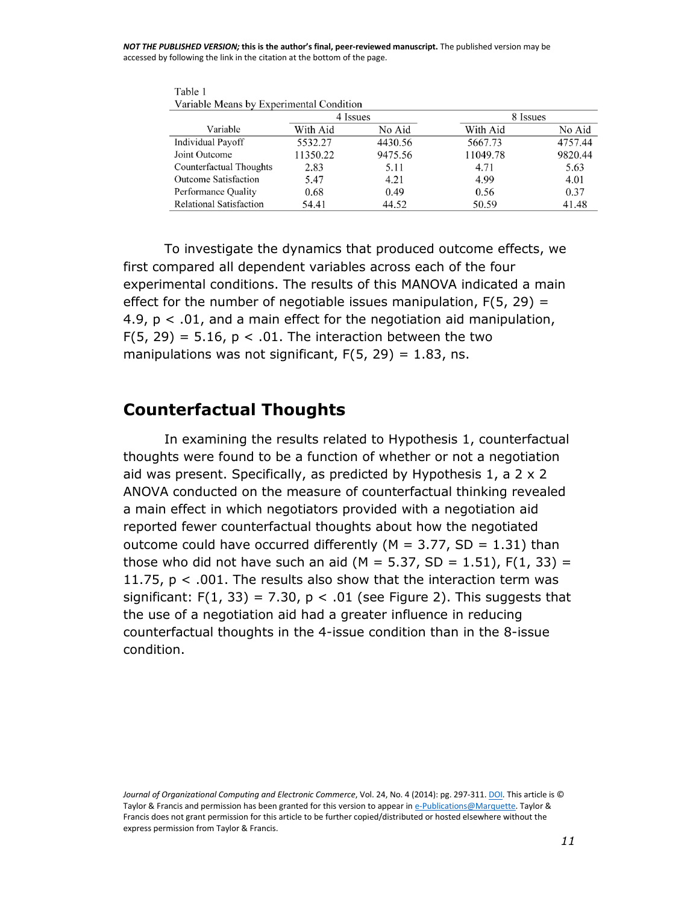Table 1

Variable Means by Experimental Condition

| Variable | 4 Issues | | 8 Issues | |
|---|---|---|---|---|
| | With Aid | No Aid | With Aid | No Aid |
| Individual Payoff | 5532.27 | 4430.56 | 5667.73 | 4757.44 |
| Joint Outcome | 11350.22 | 9475.56 | 11049.78 | 9820.44 |
| Counterfactual Thoughts | 2.83 | 5.11 | 4.71 | 5.63 |
| Outcome Satisfaction | 5.47 | 4.21 | 4.99 | 4.01 |
| Performance Quality | 0.68 | 0.49 | 0.56 | 0.37 |
| Relational Satisfaction | 54.41 | 44.52 | 50.59 | 41.48 |

To investigate the dynamics that produced outcome effects, we first compared all dependent variables across each of the four experimental conditions. The results of this MANOVA indicated a main effect for the number of negotiable issues manipulation, $F(5, 29) = 4.9$, $p < .01$, and a main effect for the negotiation aid manipulation, $F(5, 29) = 5.16$, $p < .01$. The interaction between the two manipulations was not significant, $F(5, 29) = 1.83$, ns.

## Counterfactual Thoughts

In examining the results related to Hypothesis 1, counterfactual thoughts were found to be a function of whether or not a negotiation aid was present. Specifically, as predicted by Hypothesis 1, a 2 x 2 ANOVA conducted on the measure of counterfactual thinking revealed a main effect in which negotiators provided with a negotiation aid reported fewer counterfactual thoughts about how the negotiated outcome could have occurred differently ($M = 3.77$, $SD = 1.31$) than those who did not have such an aid ($M = 5.37$, $SD = 1.51$), $F(1, 33) = 11.75$, $p < .001$. The results also show that the interaction term was significant: $F(1, 33) = 7.30$, $p < .01$ (see Figure 2). This suggests that the use of a negotiation aid had a greater influence in reducing counterfactual thoughts in the 4-issue condition than in the 8-issue condition.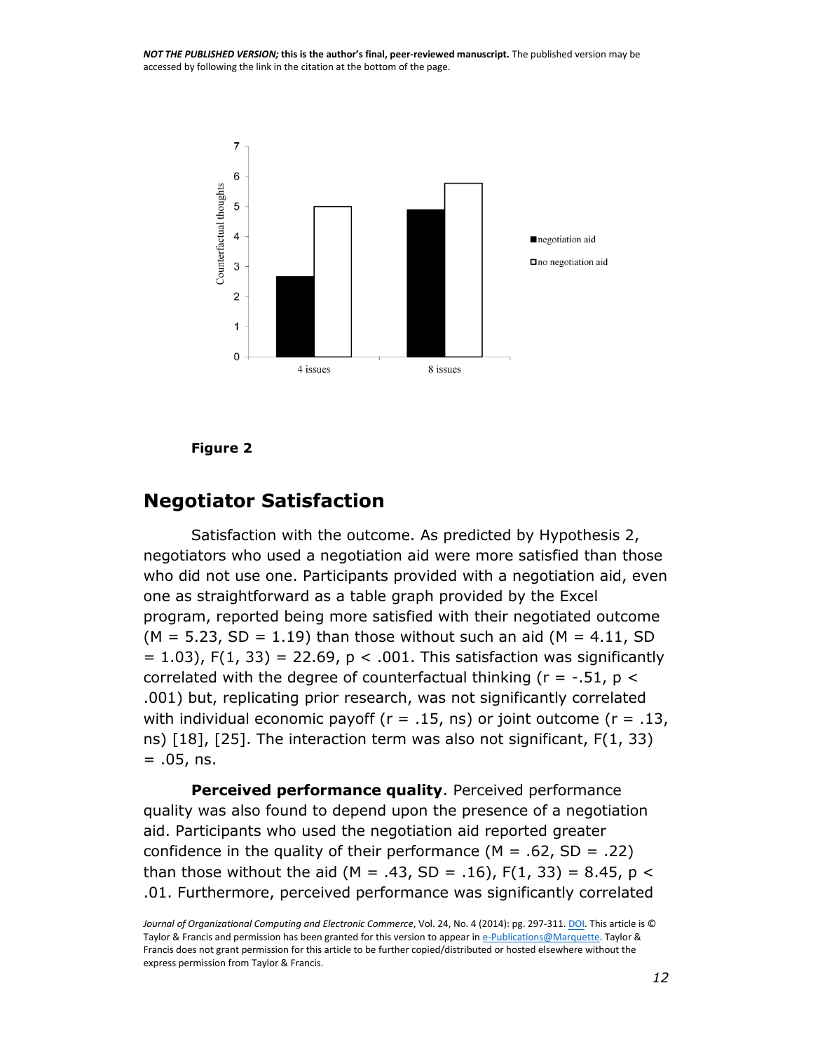**Figure 2**

## Negotiator Satisfaction

Satisfaction with the outcome. As predicted by Hypothesis 2, negotiators who used a negotiation aid were more satisfied than those who did not use one. Participants provided with a negotiation aid, even one as straightforward as a table graph provided by the Excel program, reported being more satisfied with their negotiated outcome ($M = 5.23$, $SD = 1.19$) than those without such an aid ($M = 4.11$, $SD = 1.03$), $F(1, 33) = 22.69$, $p < .001$. This satisfaction was significantly correlated with the degree of counterfactual thinking ($r = -.51$, $p < .001$) but, replicating prior research, was not significantly correlated with individual economic payoff ($r = .15$, ns) or joint outcome ($r = .13$, ns) [18], [25]. The interaction term was also not significant, $F(1, 33) = .05$, ns.

**Perceived performance quality**. Perceived performance quality was also found to depend upon the presence of a negotiation aid. Participants who used the negotiation aid reported greater confidence in the quality of their performance ($M = .62$, $SD = .22$) than those without the aid ($M = .43$, $SD = .16$), $F(1, 33) = 8.45$, $p < .01$. Furthermore, perceived performance was significantly correlated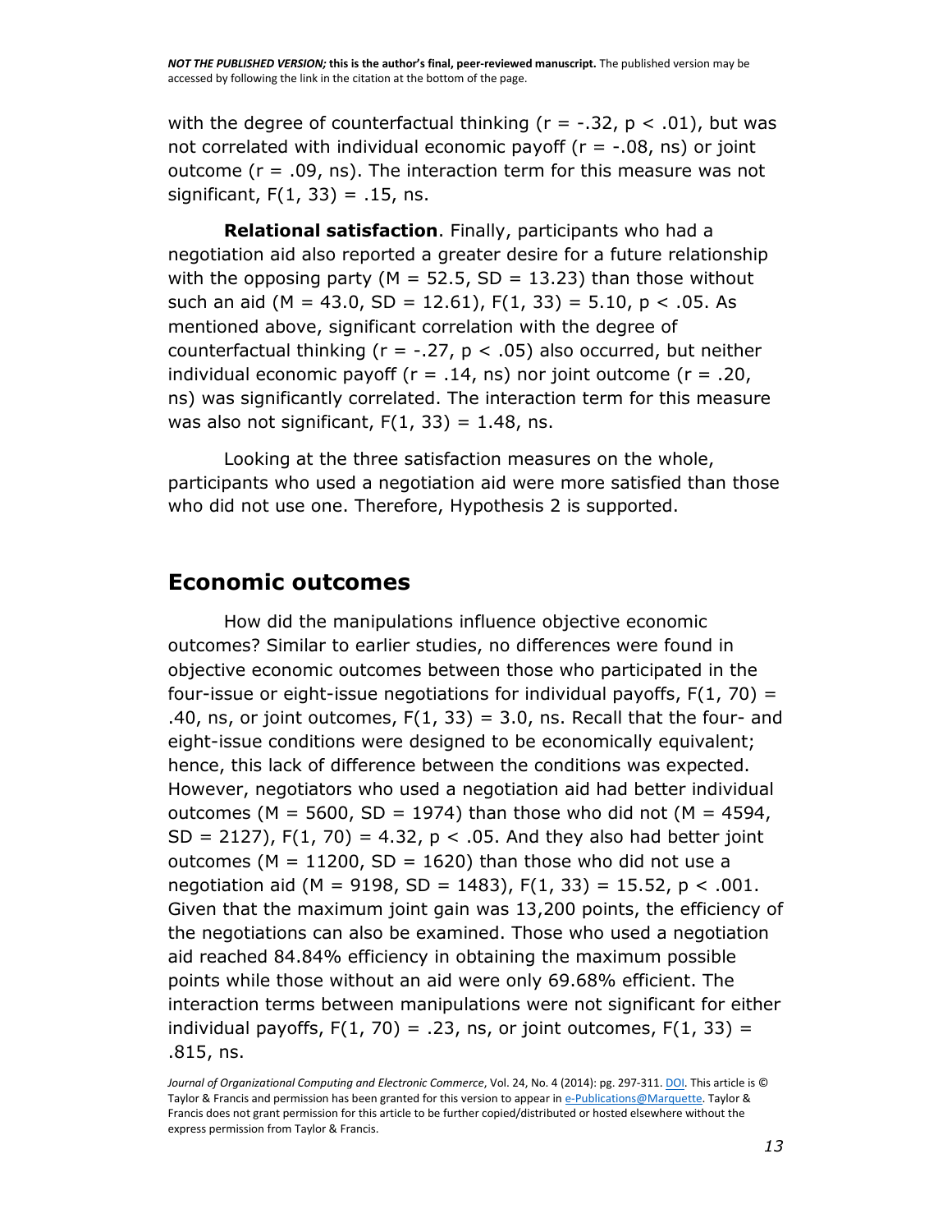with the degree of counterfactual thinking ($r = -.32$, $p < .01$), but was not correlated with individual economic payoff ($r = -.08$, ns) or joint outcome ($r = .09$, ns). The interaction term for this measure was not significant, $F(1, 33) = .15$, ns.

**Relational satisfaction**. Finally, participants who had a negotiation aid also reported a greater desire for a future relationship with the opposing party ($M = 52.5$, $SD = 13.23$) than those without such an aid ($M = 43.0$, $SD = 12.61$), $F(1, 33) = 5.10$, $p < .05$. As mentioned above, significant correlation with the degree of counterfactual thinking ($r = -.27$, $p < .05$) also occurred, but neither individual economic payoff ($r = .14$, ns) nor joint outcome ($r = .20$, ns) was significantly correlated. The interaction term for this measure was also not significant, $F(1, 33) = 1.48$, ns.

Looking at the three satisfaction measures on the whole, participants who used a negotiation aid were more satisfied than those who did not use one. Therefore, Hypothesis 2 is supported.

## Economic outcomes

How did the manipulations influence objective economic outcomes? Similar to earlier studies, no differences were found in objective economic outcomes between those who participated in the four-issue or eight-issue negotiations for individual payoffs, $F(1, 70) = .40$, ns, or joint outcomes, $F(1, 33) = 3.0$, ns. Recall that the four- and eight-issue conditions were designed to be economically equivalent; hence, this lack of difference between the conditions was expected. However, negotiators who used a negotiation aid had better individual outcomes ($M = 5600$, $SD = 1974$) than those who did not ($M = 4594$, $SD = 2127$), $F(1, 70) = 4.32$, $p < .05$. And they also had better joint outcomes ($M = 11200$, $SD = 1620$) than those who did not use a negotiation aid ($M = 9198$, $SD = 1483$), $F(1, 33) = 15.52$, $p < .001$. Given that the maximum joint gain was 13,200 points, the efficiency of the negotiations can also be examined. Those who used a negotiation aid reached 84.84% efficiency in obtaining the maximum possible points while those without an aid were only 69.68% efficient. The interaction terms between manipulations were not significant for either individual payoffs, $F(1, 70) = .23$, ns, or joint outcomes, $F(1, 33) = .815$, ns.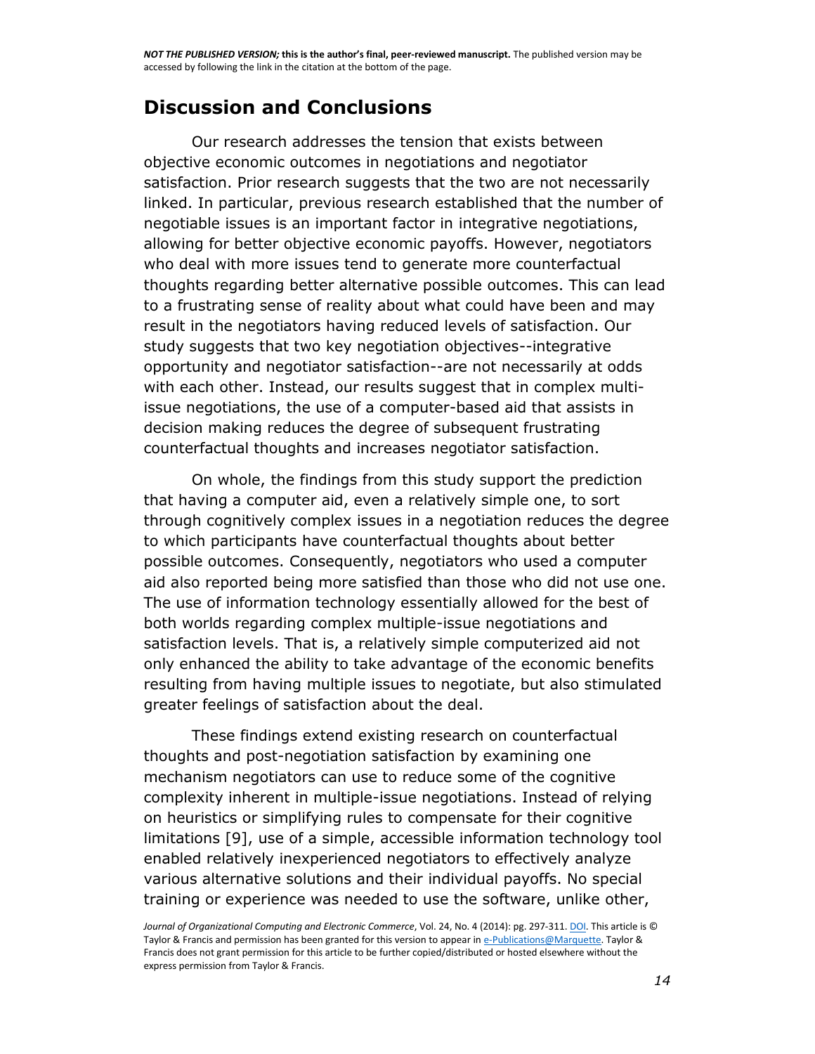## Discussion and Conclusions

Our research addresses the tension that exists between objective economic outcomes in negotiations and negotiator satisfaction. Prior research suggests that the two are not necessarily linked. In particular, previous research established that the number of negotiable issues is an important factor in integrative negotiations, allowing for better objective economic payoffs. However, negotiators who deal with more issues tend to generate more counterfactual thoughts regarding better alternative possible outcomes. This can lead to a frustrating sense of reality about what could have been and may result in the negotiators having reduced levels of satisfaction. Our study suggests that two key negotiation objectives--integrative opportunity and negotiator satisfaction--are not necessarily at odds with each other. Instead, our results suggest that in complex multi-issue negotiations, the use of a computer-based aid that assists in decision making reduces the degree of subsequent frustrating counterfactual thoughts and increases negotiator satisfaction.

On whole, the findings from this study support the prediction that having a computer aid, even a relatively simple one, to sort through cognitively complex issues in a negotiation reduces the degree to which participants have counterfactual thoughts about better possible outcomes. Consequently, negotiators who used a computer aid also reported being more satisfied than those who did not use one. The use of information technology essentially allowed for the best of both worlds regarding complex multiple-issue negotiations and satisfaction levels. That is, a relatively simple computerized aid not only enhanced the ability to take advantage of the economic benefits resulting from having multiple issues to negotiate, but also stimulated greater feelings of satisfaction about the deal.

These findings extend existing research on counterfactual thoughts and post-negotiation satisfaction by examining one mechanism negotiators can use to reduce some of the cognitive complexity inherent in multiple-issue negotiations. Instead of relying on heuristics or simplifying rules to compensate for their cognitive limitations [9], use of a simple, accessible information technology tool enabled relatively inexperienced negotiators to effectively analyze various alternative solutions and their individual payoffs. No special training or experience was needed to use the software, unlike other,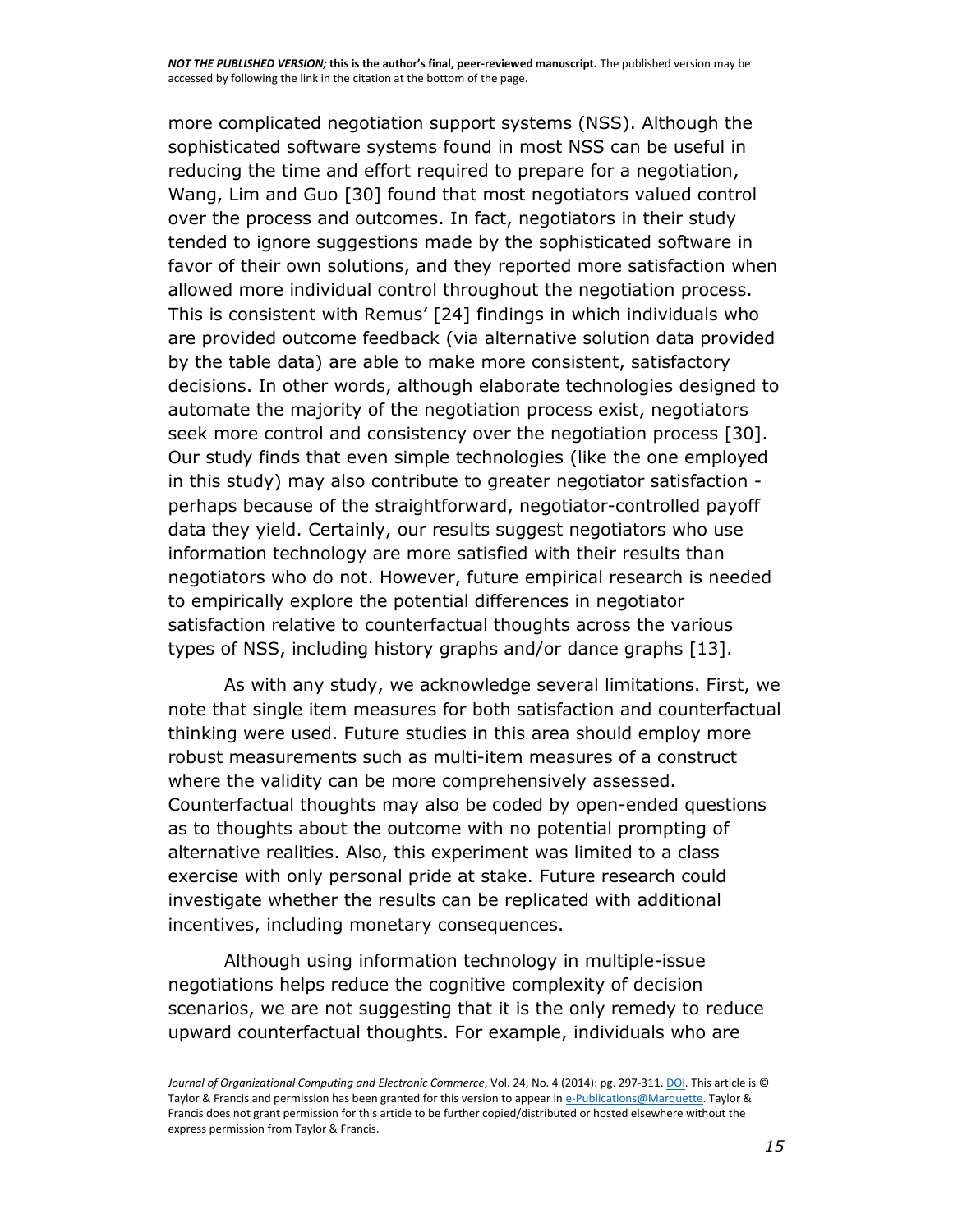more complicated negotiation support systems (NSS). Although the sophisticated software systems found in most NSS can be useful in reducing the time and effort required to prepare for a negotiation, Wang, Lim and Guo [30] found that most negotiators valued control over the process and outcomes. In fact, negotiators in their study tended to ignore suggestions made by the sophisticated software in favor of their own solutions, and they reported more satisfaction when allowed more individual control throughout the negotiation process. This is consistent with Remus' [24] findings in which individuals who are provided outcome feedback (via alternative solution data provided by the table data) are able to make more consistent, satisfactory decisions. In other words, although elaborate technologies designed to automate the majority of the negotiation process exist, negotiators seek more control and consistency over the negotiation process [30]. Our study finds that even simple technologies (like the one employed in this study) may also contribute to greater negotiator satisfaction - perhaps because of the straightforward, negotiator-controlled payoff data they yield. Certainly, our results suggest negotiators who use information technology are more satisfied with their results than negotiators who do not. However, future empirical research is needed to empirically explore the potential differences in negotiator satisfaction relative to counterfactual thoughts across the various types of NSS, including history graphs and/or dance graphs [13].

As with any study, we acknowledge several limitations. First, we note that single item measures for both satisfaction and counterfactual thinking were used. Future studies in this area should employ more robust measurements such as multi-item measures of a construct where the validity can be more comprehensively assessed. Counterfactual thoughts may also be coded by open-ended questions as to thoughts about the outcome with no potential prompting of alternative realities. Also, this experiment was limited to a class exercise with only personal pride at stake. Future research could investigate whether the results can be replicated with additional incentives, including monetary consequences.

Although using information technology in multiple-issue negotiations helps reduce the cognitive complexity of decision scenarios, we are not suggesting that it is the only remedy to reduce upward counterfactual thoughts. For example, individuals who are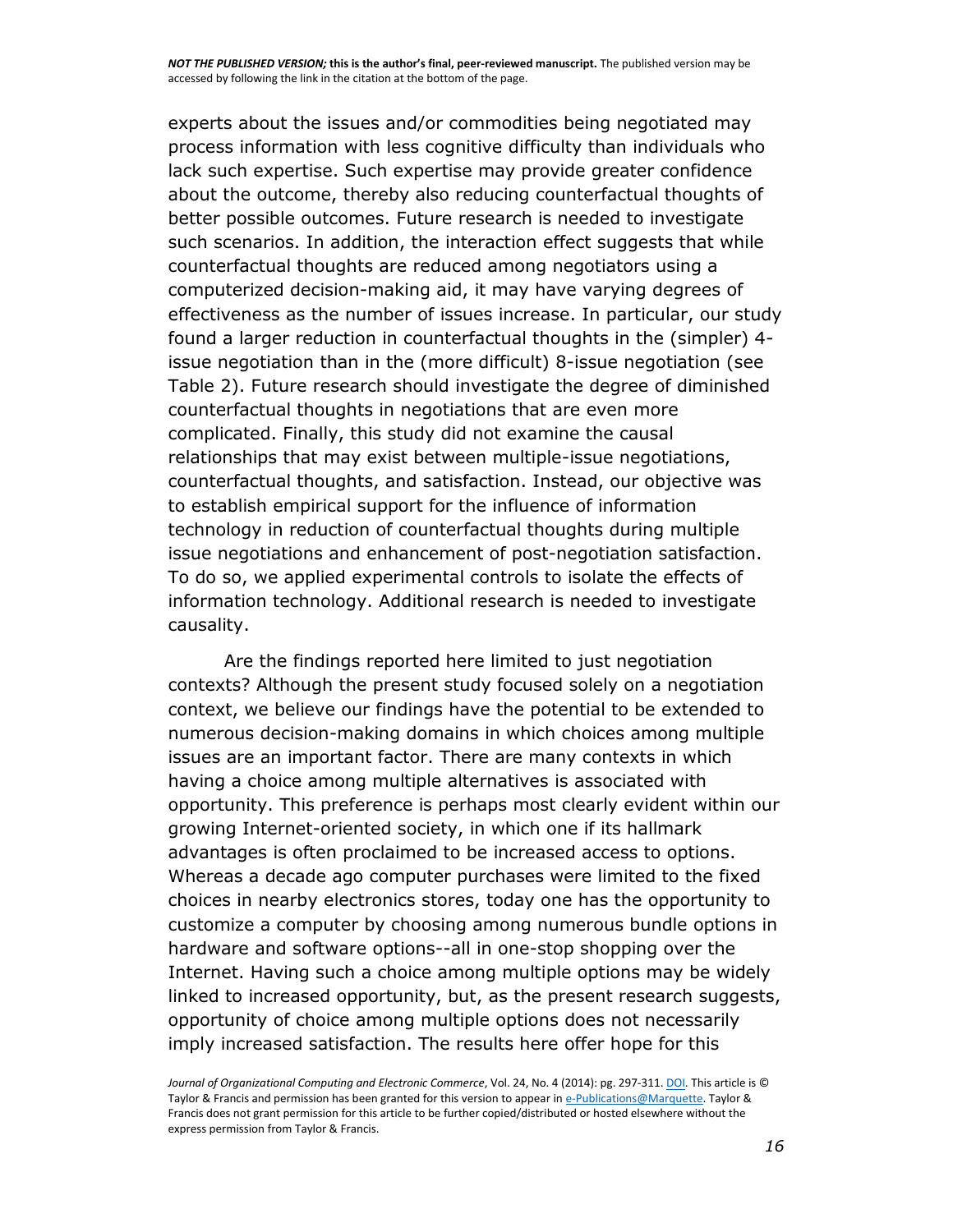experts about the issues and/or commodities being negotiated may process information with less cognitive difficulty than individuals who lack such expertise. Such expertise may provide greater confidence about the outcome, thereby also reducing counterfactual thoughts of better possible outcomes. Future research is needed to investigate such scenarios. In addition, the interaction effect suggests that while counterfactual thoughts are reduced among negotiators using a computerized decision-making aid, it may have varying degrees of effectiveness as the number of issues increase. In particular, our study found a larger reduction in counterfactual thoughts in the (simpler) 4-issue negotiation than in the (more difficult) 8-issue negotiation (see Table 2). Future research should investigate the degree of diminished counterfactual thoughts in negotiations that are even more complicated. Finally, this study did not examine the causal relationships that may exist between multiple-issue negotiations, counterfactual thoughts, and satisfaction. Instead, our objective was to establish empirical support for the influence of information technology in reduction of counterfactual thoughts during multiple issue negotiations and enhancement of post-negotiation satisfaction. To do so, we applied experimental controls to isolate the effects of information technology. Additional research is needed to investigate causality.

Are the findings reported here limited to just negotiation contexts? Although the present study focused solely on a negotiation context, we believe our findings have the potential to be extended to numerous decision-making domains in which choices among multiple issues are an important factor. There are many contexts in which having a choice among multiple alternatives is associated with opportunity. This preference is perhaps most clearly evident within our growing Internet-oriented society, in which one if its hallmark advantages is often proclaimed to be increased access to options. Whereas a decade ago computer purchases were limited to the fixed choices in nearby electronics stores, today one has the opportunity to customize a computer by choosing among numerous bundle options in hardware and software options--all in one-stop shopping over the Internet. Having such a choice among multiple options may be widely linked to increased opportunity, but, as the present research suggests, opportunity of choice among multiple options does not necessarily imply increased satisfaction. The results here offer hope for this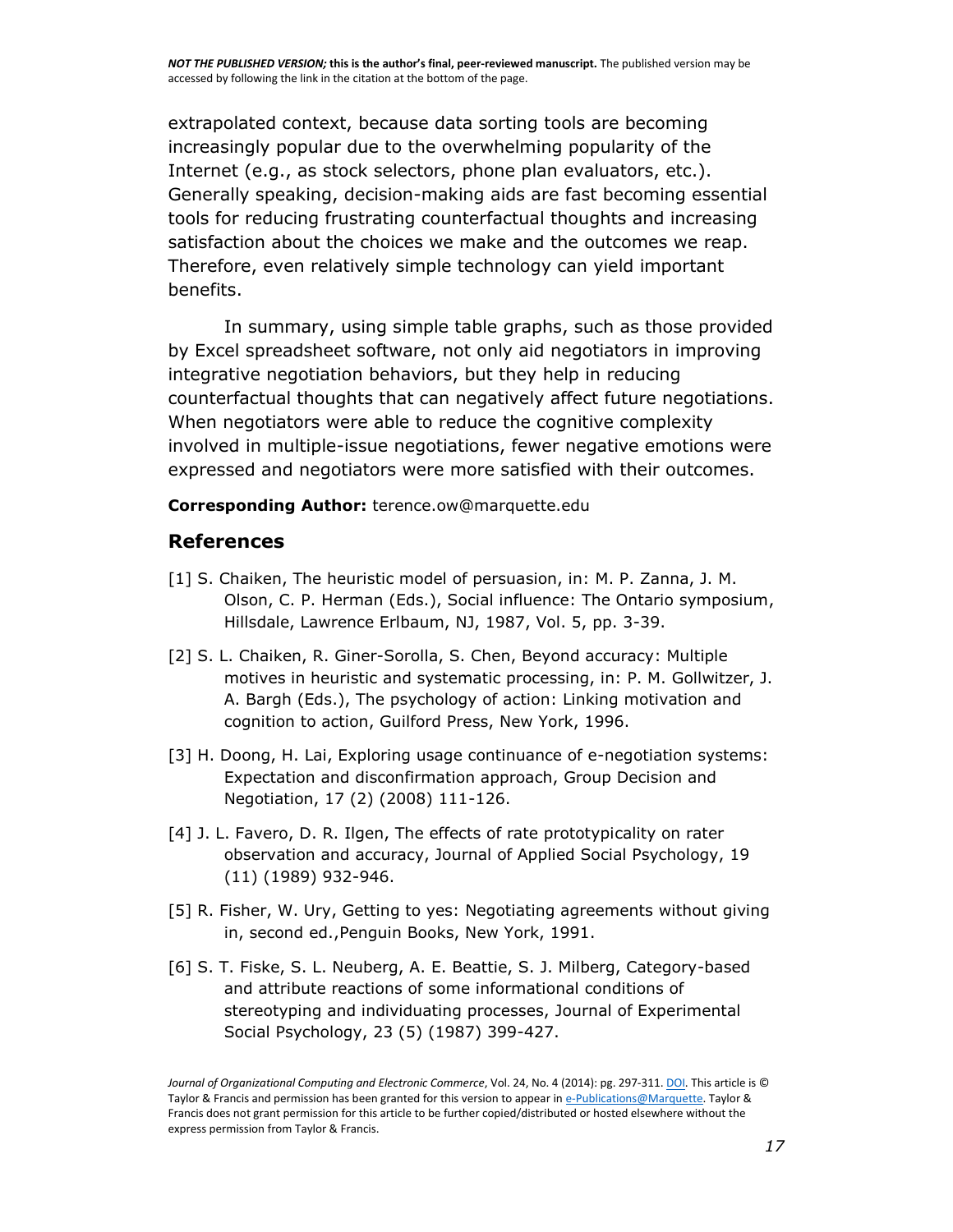extrapolated context, because data sorting tools are becoming increasingly popular due to the overwhelming popularity of the Internet (e.g., as stock selectors, phone plan evaluators, etc.). Generally speaking, decision-making aids are fast becoming essential tools for reducing frustrating counterfactual thoughts and increasing satisfaction about the choices we make and the outcomes we reap. Therefore, even relatively simple technology can yield important benefits.

In summary, using simple table graphs, such as those provided by Excel spreadsheet software, not only aid negotiators in improving integrative negotiation behaviors, but they help in reducing counterfactual thoughts that can negatively affect future negotiations. When negotiators were able to reduce the cognitive complexity involved in multiple-issue negotiations, fewer negative emotions were expressed and negotiators were more satisfied with their outcomes.

**Corresponding Author:** terence.ow@marquette.edu

## References

[1] S. Chaiken, The heuristic model of persuasion, in: M. P. Zanna, J. M. Olson, C. P. Herman (Eds.), Social influence: The Ontario symposium, Hillsdale, Lawrence Erlbaum, NJ, 1987, Vol. 5, pp. 3-39.

[2] S. L. Chaiken, R. Giner-Sorolla, S. Chen, Beyond accuracy: Multiple motives in heuristic and systematic processing, in: P. M. Gollwitzer, J. A. Bargh (Eds.), The psychology of action: Linking motivation and cognition to action, Guilford Press, New York, 1996.

[3] H. Doong, H. Lai, Exploring usage continuance of e-negotiation systems: Expectation and disconfirmation approach, Group Decision and Negotiation, 17 (2) (2008) 111-126.

[4] J. L. Favero, D. R. Ilgen, The effects of rate prototypicality on rater observation and accuracy, Journal of Applied Social Psychology, 19 (11) (1989) 932-946.

[5] R. Fisher, W. Ury, Getting to yes: Negotiating agreements without giving in, second ed.,Penguin Books, New York, 1991.

[6] S. T. Fiske, S. L. Neuberg, A. E. Beattie, S. J. Milberg, Category-based and attribute reactions of some informational conditions of stereotyping and individuating processes, Journal of Experimental Social Psychology, 23 (5) (1987) 399-427.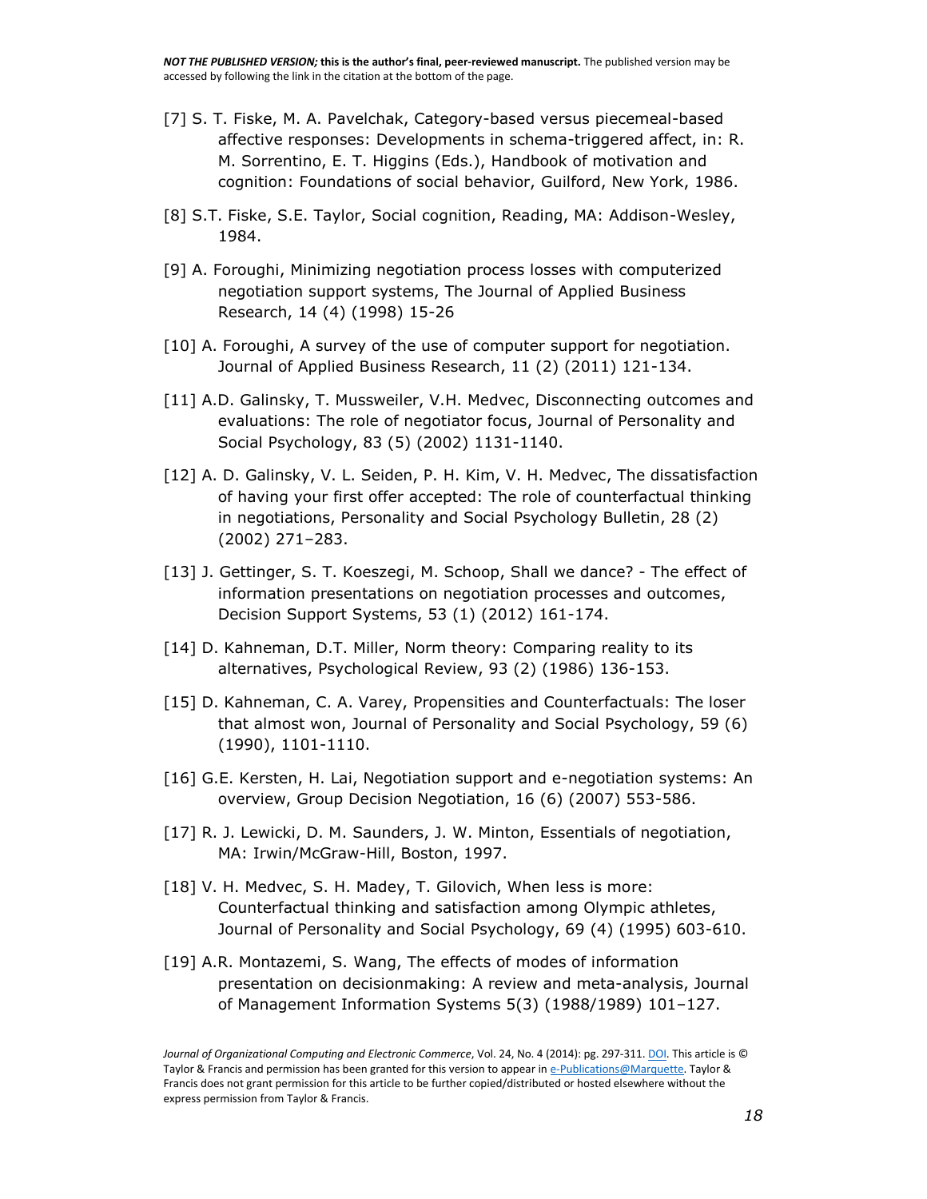[7] S. T. Fiske, M. A. Pavelchak, Category-based versus piecemeal-based affective responses: Developments in schema-triggered affect, in: R. M. Sorrentino, E. T. Higgins (Eds.), Handbook of motivation and cognition: Foundations of social behavior, Guilford, New York, 1986.

[8] S.T. Fiske, S.E. Taylor, Social cognition, Reading, MA: Addison-Wesley, 1984.

[9] A. Foroughi, Minimizing negotiation process losses with computerized negotiation support systems, The Journal of Applied Business Research, 14 (4) (1998) 15-26

[10] A. Foroughi, A survey of the use of computer support for negotiation. Journal of Applied Business Research, 11 (2) (2011) 121-134.

[11] A.D. Galinsky, T. Mussweiler, V.H. Medvec, Disconnecting outcomes and evaluations: The role of negotiator focus, Journal of Personality and Social Psychology, 83 (5) (2002) 1131-1140.

[12] A. D. Galinsky, V. L. Seiden, P. H. Kim, V. H. Medvec, The dissatisfaction of having your first offer accepted: The role of counterfactual thinking in negotiations, Personality and Social Psychology Bulletin, 28 (2) (2002) 271–283.

[13] J. Gettinger, S. T. Koeszegi, M. Schoop, Shall we dance? - The effect of information presentations on negotiation processes and outcomes, Decision Support Systems, 53 (1) (2012) 161-174.

[14] D. Kahneman, D.T. Miller, Norm theory: Comparing reality to its alternatives, Psychological Review, 93 (2) (1986) 136-153.

[15] D. Kahneman, C. A. Varey, Propensities and Counterfactuals: The loser that almost won, Journal of Personality and Social Psychology, 59 (6) (1990), 1101-1110.

[16] G.E. Kersten, H. Lai, Negotiation support and e-negotiation systems: An overview, Group Decision Negotiation, 16 (6) (2007) 553-586.

[17] R. J. Lewicki, D. M. Saunders, J. W. Minton, Essentials of negotiation, MA: Irwin/McGraw-Hill, Boston, 1997.

[18] V. H. Medvec, S. H. Madey, T. Gilovich, When less is more: Counterfactual thinking and satisfaction among Olympic athletes, Journal of Personality and Social Psychology, 69 (4) (1995) 603-610.

[19] A.R. Montazemi, S. Wang, The effects of modes of information presentation on decisionmaking: A review and meta-analysis, Journal of Management Information Systems 5(3) (1988/1989) 101–127.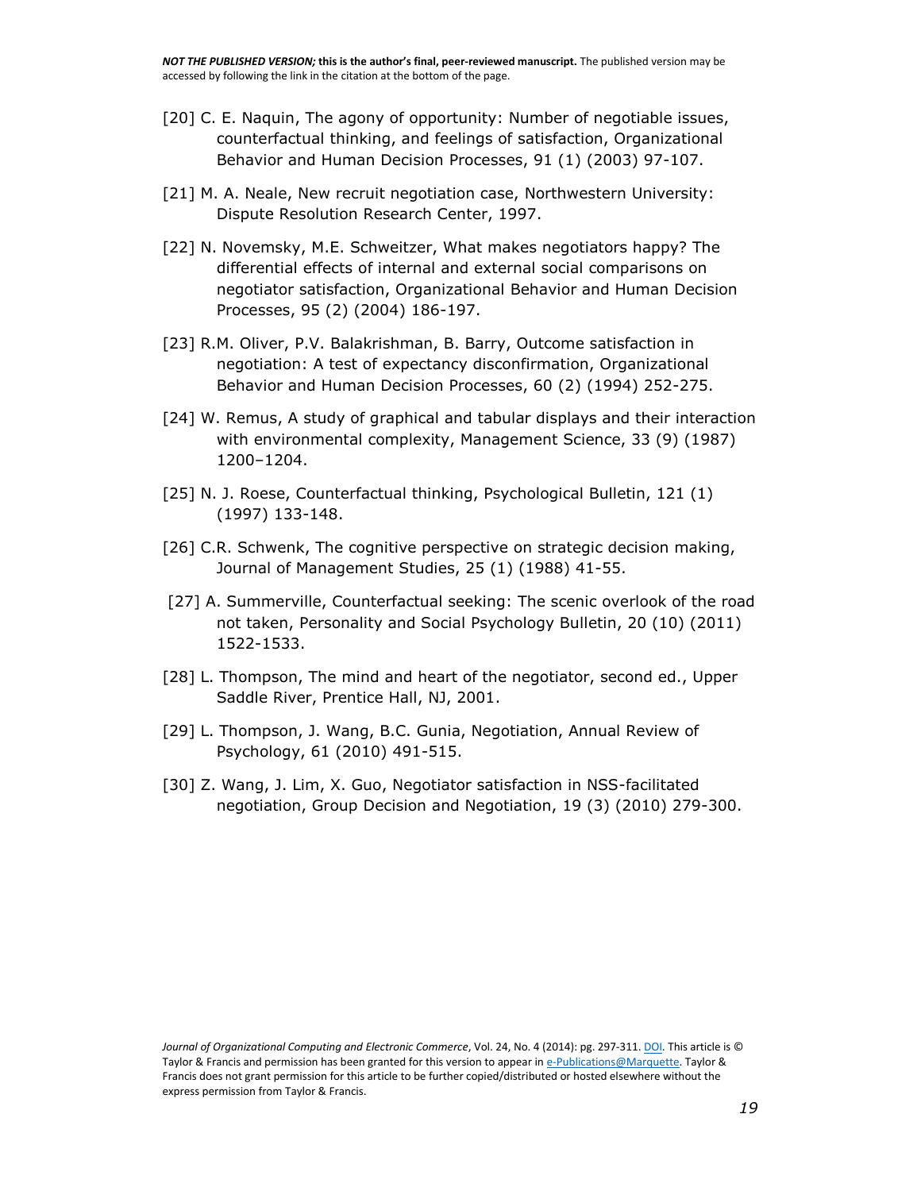[20] C. E. Naquin, The agony of opportunity: Number of negotiable issues, counterfactual thinking, and feelings of satisfaction, Organizational Behavior and Human Decision Processes, 91 (1) (2003) 97-107.

[21] M. A. Neale, New recruit negotiation case, Northwestern University: Dispute Resolution Research Center, 1997.

[22] N. Novemsky, M.E. Schweitzer, What makes negotiators happy? The differential effects of internal and external social comparisons on negotiator satisfaction, Organizational Behavior and Human Decision Processes, 95 (2) (2004) 186-197.

[23] R.M. Oliver, P.V. Balakrishman, B. Barry, Outcome satisfaction in negotiation: A test of expectancy disconfirmation, Organizational Behavior and Human Decision Processes, 60 (2) (1994) 252-275.

[24] W. Remus, A study of graphical and tabular displays and their interaction with environmental complexity, Management Science, 33 (9) (1987) 1200–1204.

[25] N. J. Roese, Counterfactual thinking, Psychological Bulletin, 121 (1) (1997) 133-148.

[26] C.R. Schwenk, The cognitive perspective on strategic decision making, Journal of Management Studies, 25 (1) (1988) 41-55.

[27] A. Summerville, Counterfactual seeking: The scenic overlook of the road not taken, Personality and Social Psychology Bulletin, 20 (10) (2011) 1522-1533.

[28] L. Thompson, The mind and heart of the negotiator, second ed., Upper Saddle River, Prentice Hall, NJ, 2001.

[29] L. Thompson, J. Wang, B.C. Gunia, Negotiation, Annual Review of Psychology, 61 (2010) 491-515.

[30] Z. Wang, J. Lim, X. Guo, Negotiator satisfaction in NSS-facilitated negotiation, Group Decision and Negotiation, 19 (3) (2010) 279-300.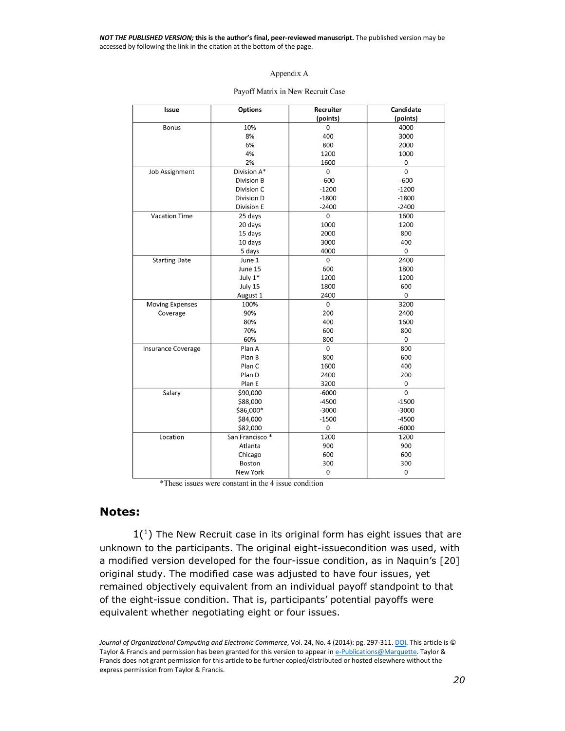**NOT THE PUBLISHED VERSION; this is the author's final, peer-reviewed manuscript.** The published version may be accessed by following the link in the citation at the bottom of the page.

Appendix A

Payoff Matrix in New Recruit Case

| Issue | Options | Recruiter (points) | Candidate (points) |
|---|---|---|---|
| Bonus | 10% | 0 | 4000 |
| | 8% | 400 | 3000 |
| | 6% | 800 | 2000 |
| | 4% | 1200 | 1000 |
| | 2% | 1600 | 0 |
| Job Assignment | Division A* | 0 | 0 |
| | Division B | -600 | -600 |
| | Division C | -1200 | -1200 |
| | Division D | -1800 | -1800 |
| | Division E | -2400 | -2400 |
| Vacation Time | 25 days | 0 | 1600 |
| | 20 days | 1000 | 1200 |
| | 15 days | 2000 | 800 |
| | 10 days | 3000 | 400 |
| | 5 days | 4000 | 0 |
| Starting Date | June 1 | 0 | 2400 |
| | June 15 | 600 | 1800 |
| | July 1* | 1200 | 1200 |
| | July 15 | 1800 | 600 |
| | August 1 | 2400 | 0 |
| Moving Expenses Coverage | 100% | 0 | 3200 |
| | 90% | 200 | 2400 |
| | 80% | 400 | 1600 |
| | 70% | 600 | 800 |
| | 60% | 800 | 0 |
| Insurance Coverage | Plan A | 0 | 800 |
| | Plan B | 800 | 600 |
| | Plan C | 1600 | 400 |
| | Plan D | 2400 | 200 |
| | Plan E | 3200 | 0 |
| Salary | $90,000 | -6000 | 0 |
| | $88,000 | -4500 | -1500 |
| | $86,000* | -3000 | -3000 |
| | $84,000 | -1500 | -4500 |
| | $82,000 | 0 | -6000 |
| Location | San Francisco * | 1200 | 1200 |
| | Atlanta | 900 | 900 |
| | Chicago | 600 | 600 |
| | Boston | 300 | 300 |
| | New York | 0 | 0 |

*These issues were constant in the 4 issue condition

## Notes:

1([1]) The New Recruit case in its original form has eight issues that are unknown to the participants. The original eight-issuecondition was used, with a modified version developed for the four-issue condition, as in Naquin's [20] original study. The modified case was adjusted to have four issues, yet remained objectively equivalent from an individual payoff standpoint to that of the eight-issue condition. That is, participants' potential payoffs were equivalent whether negotiating eight or four issues.

*Journal of Organizational Computing and Electronic Commerce*, Vol. 24, No. 4 (2014): pg. 297-311. DOI. This article is © Taylor & Francis and permission has been granted for this version to appear in e-Publications@Marquette. Taylor & Francis does not grant permission for this article to be further copied/distributed or hosted elsewhere without the express permission from Taylor & Francis.